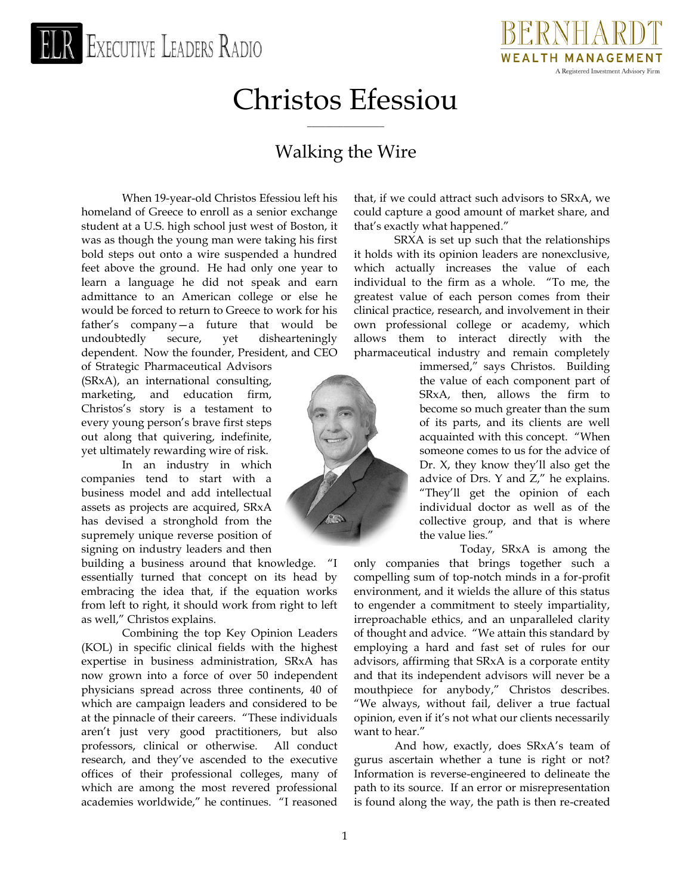# Christos Efessiou

## Walking the Wire

When 19-year-old Christos Efessiou left his homeland of Greece to enroll as a senior exchange student at a U.S. high school just west of Boston, it was as though the young man were taking his first bold steps out onto a wire suspended a hundred feet above the ground. He had only one year to learn a language he did not speak and earn admittance to an American college or else he would be forced to return to Greece to work for his father's company—a future that would be undoubtedly secure, yet dishearteningly dependent. Now the founder, President, and CEO of Strategic Pharmaceutical Advisors (SRxA), an international consulting, marketing, and education firm, Christos's story is a testament to every young person's brave first steps out along that quivering, indefinite, yet ultimately rewarding wire of risk.

In an industry in which companies tend to start with a business model and add intellectual assets as projects are acquired, SRxA has devised a stronghold from the supremely unique reverse position of signing on industry leaders and then building a business around that knowledge. "I essentially turned that concept on its head by embracing the idea that, if the equation works from left to right, it should work from right to left as well," Christos explains.

Combining the top Key Opinion Leaders (KOL) in specific clinical fields with the highest expertise in business administration, SRxA has now grown into a force of over 50 independent physicians spread across three continents, 40 of which are campaign leaders and considered to be at the pinnacle of their careers. "These individuals aren't just very good practitioners, but also professors, clinical or otherwise. All conduct research, and they've ascended to the executive offices of their professional colleges, many of which are among the most revered professional academies worldwide," he continues. "I reasoned that, if we could attract such advisors to SRxA, we could capture a good amount of market share, and that's exactly what happened."

SRXA is set up such that the relationships it holds with its opinion leaders are nonexclusive, which actually increases the value of each individual to the firm as a whole. "To me, the greatest value of each person comes from their clinical practice, research, and involvement in their own professional college or academy, which allows them to interact directly with the pharmaceutical industry and remain completely immersed," says Christos. Building the value of each component part of SRxA, then, allows the firm to become so much greater than the sum of its parts, and its clients are well acquainted with this concept. "When someone comes to us for the advice of Dr. X, they know they'll also get the advice of Drs. Y and Z," he explains. "They'll get the opinion of each individual doctor as well as of the collective group, and that is where the value lies."

Today, SRxA is among the only companies that brings together such a compelling sum of top-notch minds in a for-profit environment, and it wields the allure of this status to engender a commitment to steely impartiality, irreproachable ethics, and an unparalleled clarity of thought and advice. "We attain this standard by employing a hard and fast set of rules for our advisors, affirming that SRxA is a corporate entity and that its independent advisors will never be a mouthpiece for anybody," Christos describes. "We always, without fail, deliver a true factual opinion, even if it's not what our clients necessarily want to hear."

And how, exactly, does SRxA's team of gurus ascertain whether a tune is right or not? Information is reverse-engineered to delineate the path to its source. If an error or misrepresentation is found along the way, the path is then re-created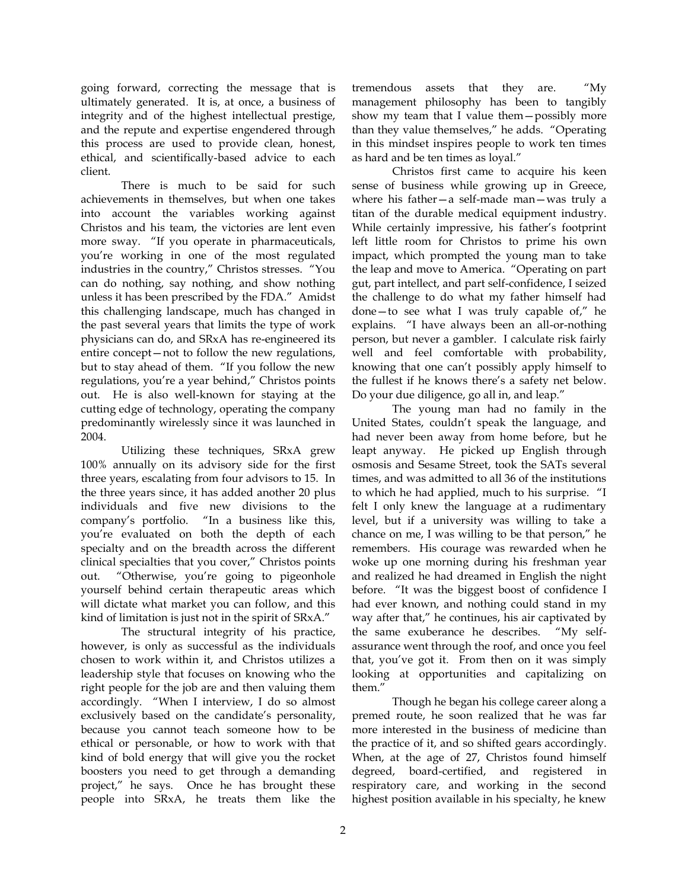going forward, correcting the message that is ultimately generated. It is, at once, a business of integrity and of the highest intellectual prestige, and the repute and expertise engendered through this process are used to provide clean, honest, ethical, and scientifically-based advice to each client.

There is much to be said for such achievements in themselves, but when one takes into account the variables working against Christos and his team, the victories are lent even more sway. "If you operate in pharmaceuticals, you're working in one of the most regulated industries in the country," Christos stresses. "You can do nothing, say nothing, and show nothing unless it has been prescribed by the FDA." Amidst this challenging landscape, much has changed in the past several years that limits the type of work physicians can do, and SRxA has re-engineered its entire concept—not to follow the new regulations, but to stay ahead of them. "If you follow the new regulations, you're a year behind," Christos points out. He is also well-known for staying at the cutting edge of technology, operating the company predominantly wirelessly since it was launched in 2004.

Utilizing these techniques, SRxA grew 100% annually on its advisory side for the first three years, escalating from four advisors to 15. In the three years since, it has added another 20 plus individuals and five new divisions to the company's portfolio. "In a business like this, you're evaluated on both the depth of each specialty and on the breadth across the different clinical specialties that you cover," Christos points out. "Otherwise, you're going to pigeonhole yourself behind certain therapeutic areas which will dictate what market you can follow, and this kind of limitation is just not in the spirit of SRxA."

The structural integrity of his practice, however, is only as successful as the individuals chosen to work within it, and Christos utilizes a leadership style that focuses on knowing who the right people for the job are and then valuing them accordingly. "When I interview, I do so almost exclusively based on the candidate's personality, because you cannot teach someone how to be ethical or personable, or how to work with that kind of bold energy that will give you the rocket boosters you need to get through a demanding project," he says. Once he has brought these people into SRxA, he treats them like the tremendous assets that they are. "My management philosophy has been to tangibly show my team that I value them—possibly more than they value themselves," he adds. "Operating in this mindset inspires people to work ten times as hard and be ten times as loyal."

Christos first came to acquire his keen sense of business while growing up in Greece, where his father—a self-made man—was truly a titan of the durable medical equipment industry. While certainly impressive, his father's footprint left little room for Christos to prime his own impact, which prompted the young man to take the leap and move to America. "Operating on part gut, part intellect, and part self-confidence, I seized the challenge to do what my father himself had done—to see what I was truly capable of," he explains. "I have always been an all-or-nothing person, but never a gambler. I calculate risk fairly well and feel comfortable with probability, knowing that one can't possibly apply himself to the fullest if he knows there's a safety net below. Do your due diligence, go all in, and leap."

The young man had no family in the United States, couldn't speak the language, and had never been away from home before, but he leapt anyway. He picked up English through osmosis and Sesame Street, took the SATs several times, and was admitted to all 36 of the institutions to which he had applied, much to his surprise. "I felt I only knew the language at a rudimentary level, but if a university was willing to take a chance on me, I was willing to be that person," he remembers. His courage was rewarded when he woke up one morning during his freshman year and realized he had dreamed in English the night before. "It was the biggest boost of confidence I had ever known, and nothing could stand in my way after that," he continues, his air captivated by the same exuberance he describes. "My self-assurance went through the roof, and once you feel that, you've got it. From then on it was simply looking at opportunities and capitalizing on them."

Though he began his college career along a premed route, he soon realized that he was far more interested in the business of medicine than the practice of it, and so shifted gears accordingly. When, at the age of 27, Christos found himself degreed, board-certified, and registered in respiratory care, and working in the second highest position available in his specialty, he knew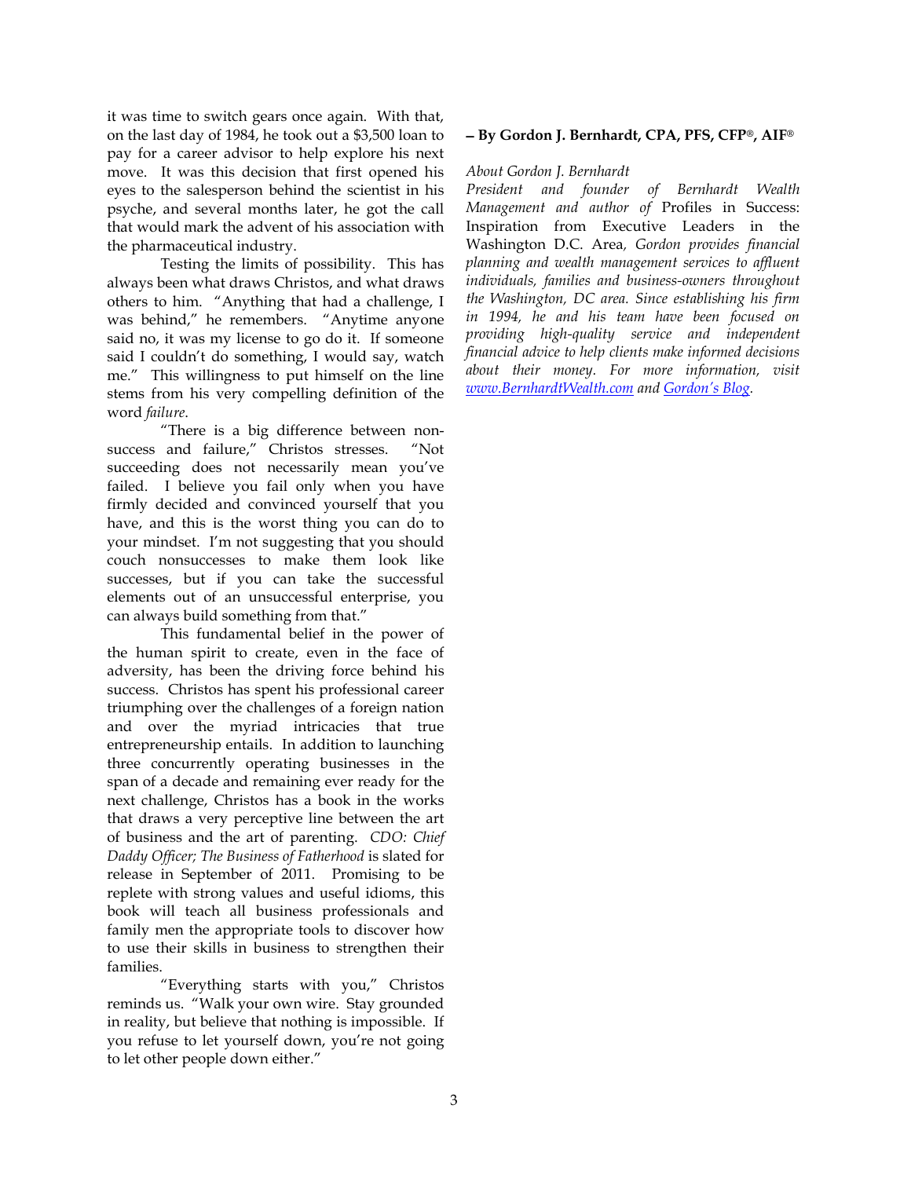it was time to switch gears once again. With that, on the last day of 1984, he took out a $3,500 loan to pay for a career advisor to help explore his next move. It was this decision that first opened his eyes to the salesperson behind the scientist in his psyche, and several months later, he got the call that would mark the advent of his association with the pharmaceutical industry.

Testing the limits of possibility. This has always been what draws Christos, and what draws others to him. "Anything that had a challenge, I was behind," he remembers. "Anytime anyone said no, it was my license to go do it. If someone said I couldn't do something, I would say, watch me." This willingness to put himself on the line stems from his very compelling definition of the word *failure*.

"There is a big difference between non-success and failure," Christos stresses. "Not succeeding does not necessarily mean you've failed. I believe you fail only when you have firmly decided and convinced yourself that you have, and this is the worst thing you can do to your mindset. I'm not suggesting that you should couch nonsuccesses to make them look like successes, but if you can take the successful elements out of an unsuccessful enterprise, you can always build something from that."

This fundamental belief in the power of the human spirit to create, even in the face of adversity, has been the driving force behind his success. Christos has spent his professional career triumphing over the challenges of a foreign nation and over the myriad intricacies that true entrepreneurship entails. In addition to launching three concurrently operating businesses in the span of a decade and remaining ever ready for the next challenge, Christos has a book in the works that draws a very perceptive line between the art of business and the art of parenting. *CDO: Chief Daddy Officer; The Business of Fatherhood* is slated for release in September of 2011. Promising to be replete with strong values and useful idioms, this book will teach all business professionals and family men the appropriate tools to discover how to use their skills in business to strengthen their families.

"Everything starts with you," Christos reminds us. "Walk your own wire. Stay grounded in reality, but believe that nothing is impossible. If you refuse to let yourself down, you're not going to let other people down either."

**– By Gordon J. Bernhardt, CPA, PFS, CFP®, AIF®**

*About Gordon J. Bernhardt*

*President and founder of Bernhardt Wealth Management and author of* Profiles in Success: Inspiration from Executive Leaders in the Washington D.C. Area*, Gordon provides financial planning and wealth management services to affluent individuals, families and business-owners throughout the Washington, DC area. Since establishing his firm in 1994, he and his team have been focused on providing high-quality service and independent financial advice to help clients make informed decisions about their money. For more information, visit [www.BernhardtWealth.com](www.BernhardtWealth.com) and Gordon's Blog.*